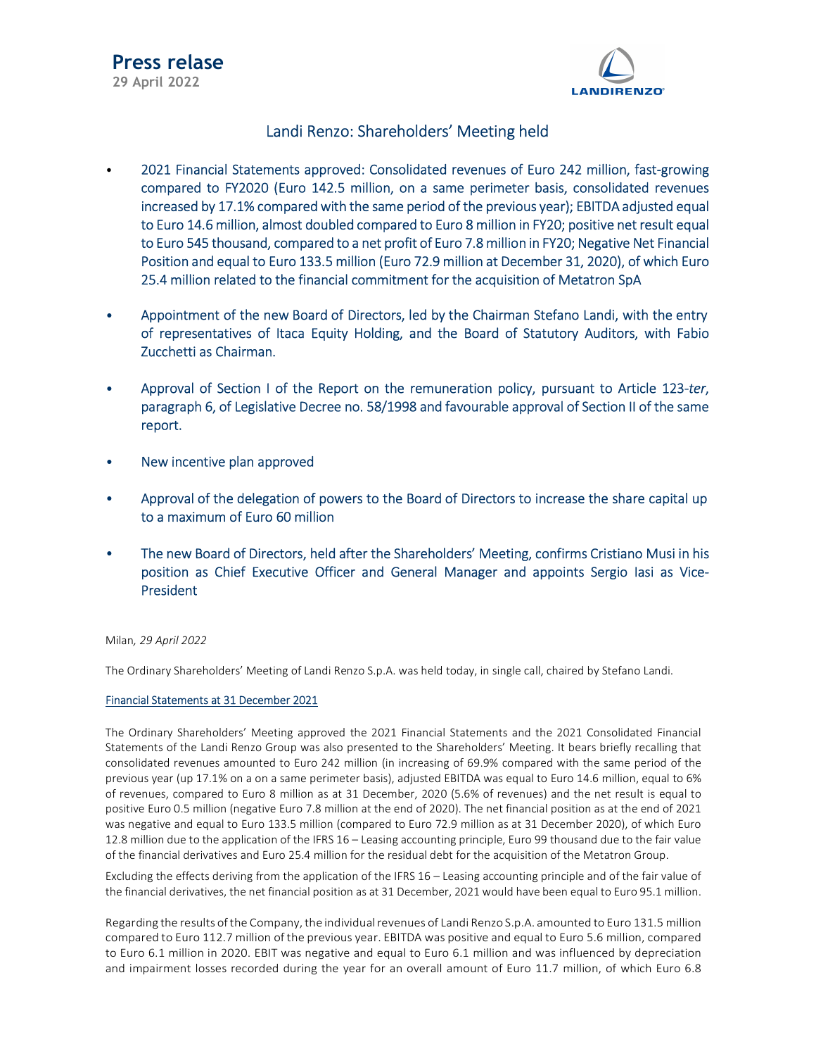# Press relase

29 April 2022

## Landi Renzo: Shareholders' Meeting held

- 2021 Financial Statements approved: Consolidated revenues of Euro 242 million, fast-growing compared to FY2020 (Euro 142.5 million, on a same perimeter basis, consolidated revenues increased by 17.1% compared with the same period of the previous year); EBITDA adjusted equal to Euro 14.6 million, almost doubled compared to Euro 8 million in FY20; positive net result equal to Euro 545 thousand, compared to a net profit of Euro 7.8 million in FY20; Negative Net Financial Position and equal to Euro 133.5 million (Euro 72.9 million at December 31, 2020), of which Euro 25.4 million related to the financial commitment for the acquisition of Metatron SpA

- Appointment of the new Board of Directors, led by the Chairman Stefano Landi, with the entry of representatives of Itaca Equity Holding, and the Board of Statutory Auditors, with Fabio Zucchetti as Chairman.

- Approval of Section I of the Report on the remuneration policy, pursuant to Article 123-*ter*, paragraph 6, of Legislative Decree no. 58/1998 and favourable approval of Section II of the same report.

- New incentive plan approved

- Approval of the delegation of powers to the Board of Directors to increase the share capital up to a maximum of Euro 60 million

- The new Board of Directors, held after the Shareholders' Meeting, confirms Cristiano Musi in his position as Chief Executive Officer and General Manager and appoints Sergio Iasi as Vice-President

Milan*, 29 April 2022*

The Ordinary Shareholders' Meeting of Landi Renzo S.p.A. was held today, in single call, chaired by Stefano Landi.

### Financial Statements at 31 December 2021

The Ordinary Shareholders' Meeting approved the 2021 Financial Statements and the 2021 Consolidated Financial Statements of the Landi Renzo Group was also presented to the Shareholders' Meeting. It bears briefly recalling that consolidated revenues amounted to Euro 242 million (in increasing of 69.9% compared with the same period of the previous year (up 17.1% on a on a same perimeter basis), adjusted EBITDA was equal to Euro 14.6 million, equal to 6% of revenues, compared to Euro 8 million as at 31 December, 2020 (5.6% of revenues) and the net result is equal to positive Euro 0.5 million (negative Euro 7.8 million at the end of 2020). The net financial position as at the end of 2021 was negative and equal to Euro 133.5 million (compared to Euro 72.9 million as at 31 December 2020), of which Euro 12.8 million due to the application of the IFRS 16 – Leasing accounting principle, Euro 99 thousand due to the fair value of the financial derivatives and Euro 25.4 million for the residual debt for the acquisition of the Metatron Group.

Excluding the effects deriving from the application of the IFRS 16 – Leasing accounting principle and of the fair value of the financial derivatives, the net financial position as at 31 December, 2021 would have been equal to Euro 95.1 million.

Regarding the results of the Company, the individual revenues of Landi Renzo S.p.A. amounted to Euro 131.5 million compared to Euro 112.7 million of the previous year. EBITDA was positive and equal to Euro 5.6 million, compared to Euro 6.1 million in 2020. EBIT was negative and equal to Euro 6.1 million and was influenced by depreciation and impairment losses recorded during the year for an overall amount of Euro 11.7 million, of which Euro 6.8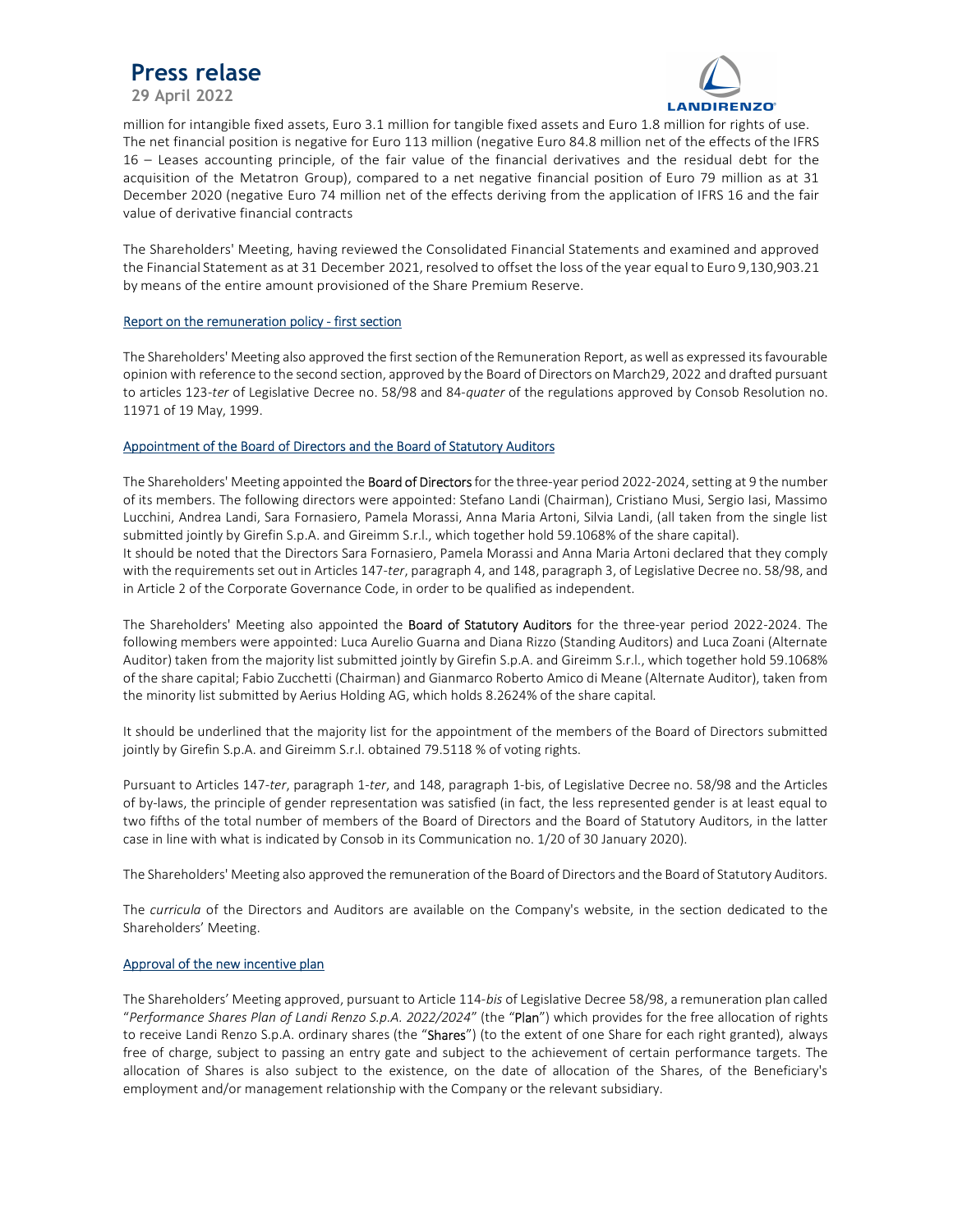million for intangible fixed assets, Euro 3.1 million for tangible fixed assets and Euro 1.8 million for rights of use. The net financial position is negative for Euro 113 million (negative Euro 84.8 million net of the effects of the IFRS 16 – Leases accounting principle, of the fair value of the financial derivatives and the residual debt for the acquisition of the Metatron Group), compared to a net negative financial position of Euro 79 million as at 31 December 2020 (negative Euro 74 million net of the effects deriving from the application of IFRS 16 and the fair value of derivative financial contracts

The Shareholders' Meeting, having reviewed the Consolidated Financial Statements and examined and approved the Financial Statement as at 31 December 2021, resolved to offset the loss of the year equal to Euro 9,130,903.21 by means of the entire amount provisioned of the Share Premium Reserve.

### Report on the remuneration policy - first section

The Shareholders' Meeting also approved the first section of the Remuneration Report, as well as expressed its favourable opinion with reference to the second section, approved by the Board of Directors on March29, 2022 and drafted pursuant to articles 123-*ter* of Legislative Decree no. 58/98 and 84-*quater* of the regulations approved by Consob Resolution no. 11971 of 19 May, 1999.

### Appointment of the Board of Directors and the Board of Statutory Auditors

The Shareholders' Meeting appointed the **Board of Directors** for the three-year period 2022-2024, setting at 9 the number of its members. The following directors were appointed: Stefano Landi (Chairman), Cristiano Musi, Sergio Iasi, Massimo Lucchini, Andrea Landi, Sara Fornasiero, Pamela Morassi, Anna Maria Artoni, Silvia Landi, (all taken from the single list submitted jointly by Girefin S.p.A. and Gireimm S.r.l., which together hold 59.1068% of the share capital).
It should be noted that the Directors Sara Fornasiero, Pamela Morassi and Anna Maria Artoni declared that they comply with the requirements set out in Articles 147-*ter*, paragraph 4, and 148, paragraph 3, of Legislative Decree no. 58/98, and in Article 2 of the Corporate Governance Code, in order to be qualified as independent.

The Shareholders' Meeting also appointed the **Board of Statutory Auditors** for the three-year period 2022-2024. The following members were appointed: Luca Aurelio Guarna and Diana Rizzo (Standing Auditors) and Luca Zoani (Alternate Auditor) taken from the majority list submitted jointly by Girefin S.p.A. and Gireimm S.r.l., which together hold 59.1068% of the share capital; Fabio Zucchetti (Chairman) and Gianmarco Roberto Amico di Meane (Alternate Auditor), taken from the minority list submitted by Aerius Holding AG, which holds 8.2624% of the share capital.

It should be underlined that the majority list for the appointment of the members of the Board of Directors submitted jointly by Girefin S.p.A. and Gireimm S.r.l. obtained 79.5118 % of voting rights.

Pursuant to Articles 147-*ter*, paragraph 1-*ter*, and 148, paragraph 1-bis, of Legislative Decree no. 58/98 and the Articles of by-laws, the principle of gender representation was satisfied (in fact, the less represented gender is at least equal to two fifths of the total number of members of the Board of Directors and the Board of Statutory Auditors, in the latter case in line with what is indicated by Consob in its Communication no. 1/20 of 30 January 2020).

The Shareholders' Meeting also approved the remuneration of the Board of Directors and the Board of Statutory Auditors.

The *curricula* of the Directors and Auditors are available on the Company's website, in the section dedicated to the Shareholders' Meeting.

### Approval of the new incentive plan

The Shareholders' Meeting approved, pursuant to Article 114-*bis* of Legislative Decree 58/98, a remuneration plan called "*Performance Shares Plan of Landi Renzo S.p.A. 2022/2024*" (the "**Plan**") which provides for the free allocation of rights to receive Landi Renzo S.p.A. ordinary shares (the "**Shares**") (to the extent of one Share for each right granted), always free of charge, subject to passing an entry gate and subject to the achievement of certain performance targets. The allocation of Shares is also subject to the existence, on the date of allocation of the Shares, of the Beneficiary's employment and/or management relationship with the Company or the relevant subsidiary.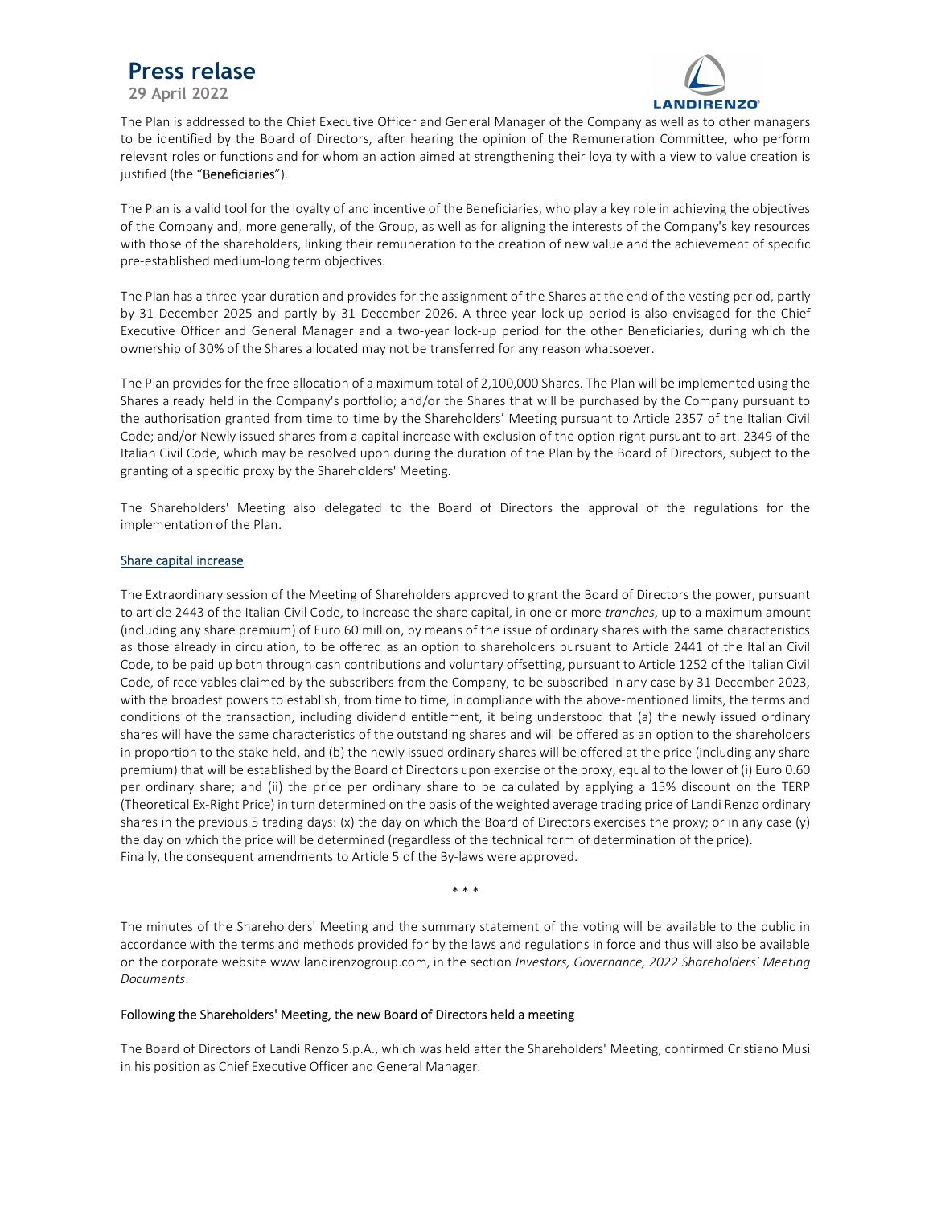The Plan is addressed to the Chief Executive Officer and General Manager of the Company as well as to other managers to be identified by the Board of Directors, after hearing the opinion of the Remuneration Committee, who perform relevant roles or functions and for whom an action aimed at strengthening their loyalty with a view to value creation is justified (the "**Beneficiaries**").

The Plan is a valid tool for the loyalty of and incentive of the Beneficiaries, who play a key role in achieving the objectives of the Company and, more generally, of the Group, as well as for aligning the interests of the Company's key resources with those of the shareholders, linking their remuneration to the creation of new value and the achievement of specific pre-established medium-long term objectives.

The Plan has a three-year duration and provides for the assignment of the Shares at the end of the vesting period, partly by 31 December 2025 and partly by 31 December 2026. A three-year lock-up period is also envisaged for the Chief Executive Officer and General Manager and a two-year lock-up period for the other Beneficiaries, during which the ownership of 30% of the Shares allocated may not be transferred for any reason whatsoever.

The Plan provides for the free allocation of a maximum total of 2,100,000 Shares. The Plan will be implemented using the Shares already held in the Company's portfolio; and/or the Shares that will be purchased by the Company pursuant to the authorisation granted from time to time by the Shareholders' Meeting pursuant to Article 2357 of the Italian Civil Code; and/or Newly issued shares from a capital increase with exclusion of the option right pursuant to art. 2349 of the Italian Civil Code, which may be resolved upon during the duration of the Plan by the Board of Directors, subject to the granting of a specific proxy by the Shareholders' Meeting.

The Shareholders' Meeting also delegated to the Board of Directors the approval of the regulations for the implementation of the Plan.

## Share capital increase

The Extraordinary session of the Meeting of Shareholders approved to grant the Board of Directors the power, pursuant to article 2443 of the Italian Civil Code, to increase the share capital, in one or more *tranches*, up to a maximum amount (including any share premium) of Euro 60 million, by means of the issue of ordinary shares with the same characteristics as those already in circulation, to be offered as an option to shareholders pursuant to Article 2441 of the Italian Civil Code, to be paid up both through cash contributions and voluntary offsetting, pursuant to Article 1252 of the Italian Civil Code, of receivables claimed by the subscribers from the Company, to be subscribed in any case by 31 December 2023, with the broadest powers to establish, from time to time, in compliance with the above-mentioned limits, the terms and conditions of the transaction, including dividend entitlement, it being understood that (a) the newly issued ordinary shares will have the same characteristics of the outstanding shares and will be offered as an option to the shareholders in proportion to the stake held, and (b) the newly issued ordinary shares will be offered at the price (including any share premium) that will be established by the Board of Directors upon exercise of the proxy, equal to the lower of (i) Euro 0.60 per ordinary share; and (ii) the price per ordinary share to be calculated by applying a 15% discount on the TERP (Theoretical Ex-Right Price) in turn determined on the basis of the weighted average trading price of Landi Renzo ordinary shares in the previous 5 trading days: (x) the day on which the Board of Directors exercises the proxy; or in any case (y) the day on which the price will be determined (regardless of the technical form of determination of the price).
Finally, the consequent amendments to Article 5 of the By-laws were approved.

\* \* \*

The minutes of the Shareholders' Meeting and the summary statement of the voting will be available to the public in accordance with the terms and methods provided for by the laws and regulations in force and thus will also be available on the corporate website www.landirenzogroup.com, in the section *Investors, Governance, 2022 Shareholders' Meeting Documents*.

## Following the Shareholders' Meeting, the new Board of Directors held a meeting

The Board of Directors of Landi Renzo S.p.A., which was held after the Shareholders' Meeting, confirmed Cristiano Musi in his position as Chief Executive Officer and General Manager.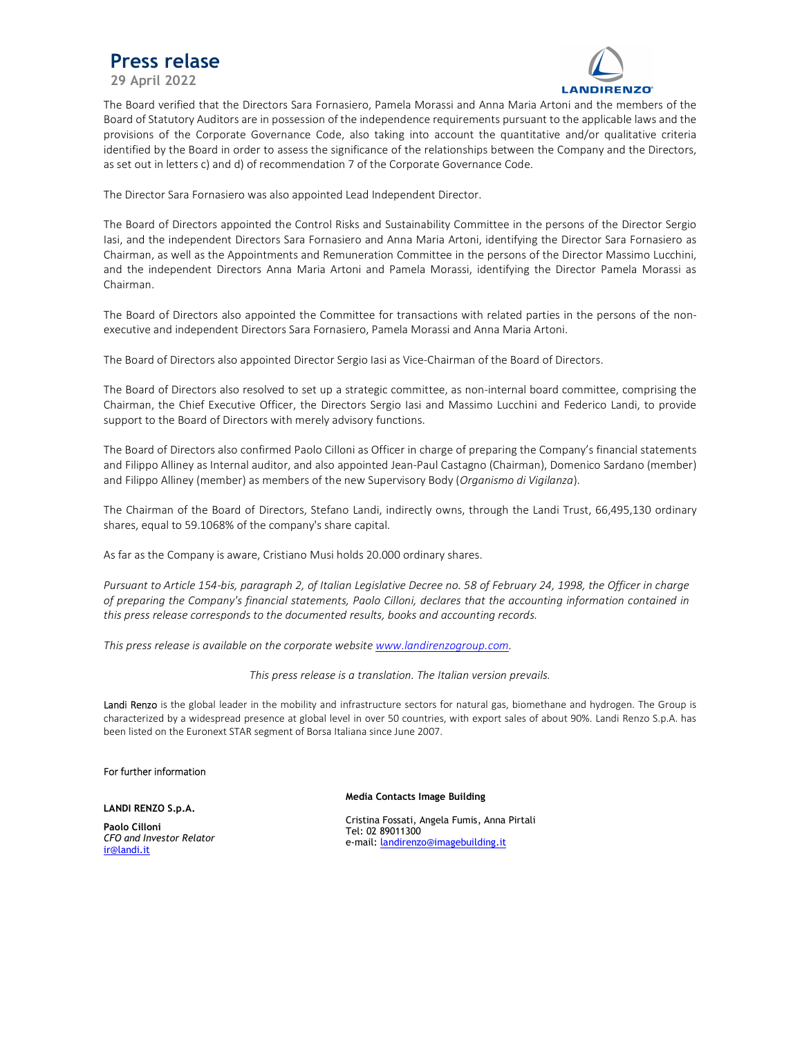The Board verified that the Directors Sara Fornasiero, Pamela Morassi and Anna Maria Artoni and the members of the Board of Statutory Auditors are in possession of the independence requirements pursuant to the applicable laws and the provisions of the Corporate Governance Code, also taking into account the quantitative and/or qualitative criteria identified by the Board in order to assess the significance of the relationships between the Company and the Directors, as set out in letters c) and d) of recommendation 7 of the Corporate Governance Code.

The Director Sara Fornasiero was also appointed Lead Independent Director.

The Board of Directors appointed the Control Risks and Sustainability Committee in the persons of the Director Sergio Iasi, and the independent Directors Sara Fornasiero and Anna Maria Artoni, identifying the Director Sara Fornasiero as Chairman, as well as the Appointments and Remuneration Committee in the persons of the Director Massimo Lucchini, and the independent Directors Anna Maria Artoni and Pamela Morassi, identifying the Director Pamela Morassi as Chairman.

The Board of Directors also appointed the Committee for transactions with related parties in the persons of the non-executive and independent Directors Sara Fornasiero, Pamela Morassi and Anna Maria Artoni.

The Board of Directors also appointed Director Sergio Iasi as Vice-Chairman of the Board of Directors.

The Board of Directors also resolved to set up a strategic committee, as non-internal board committee, comprising the Chairman, the Chief Executive Officer, the Directors Sergio Iasi and Massimo Lucchini and Federico Landi, to provide support to the Board of Directors with merely advisory functions.

The Board of Directors also confirmed Paolo Cilloni as Officer in charge of preparing the Company's financial statements and Filippo Alliney as Internal auditor, and also appointed Jean-Paul Castagno (Chairman), Domenico Sardano (member) and Filippo Alliney (member) as members of the new Supervisory Body (*Organismo di Vigilanza*).

The Chairman of the Board of Directors, Stefano Landi, indirectly owns, through the Landi Trust, 66,495,130 ordinary shares, equal to 59.1068% of the company's share capital.

As far as the Company is aware, Cristiano Musi holds 20.000 ordinary shares.

*Pursuant to Article 154-bis, paragraph 2, of Italian Legislative Decree no. 58 of February 24, 1998, the Officer in charge of preparing the Company's financial statements, Paolo Cilloni, declares that the accounting information contained in this press release corresponds to the documented results, books and accounting records.*

*This press release is available on the corporate website www.landirenzogroup.com.*

*This press release is a translation. The Italian version prevails.*

Landi Renzo is the global leader in the mobility and infrastructure sectors for natural gas, biomethane and hydrogen. The Group is characterized by a widespread presence at global level in over 50 countries, with export sales of about 90%. Landi Renzo S.p.A. has been listed on the Euronext STAR segment of Borsa Italiana since June 2007.

For further information

**LANDI RENZO S.p.A.**

**Paolo Cilloni**
*CFO and Investor Relator*
ir@landi.it

**Media Contacts Image Building**

Cristina Fossati, Angela Fumis, Anna Pirtali
Tel: 02 89011300
e-mail: landirenzo@imagebuilding.it